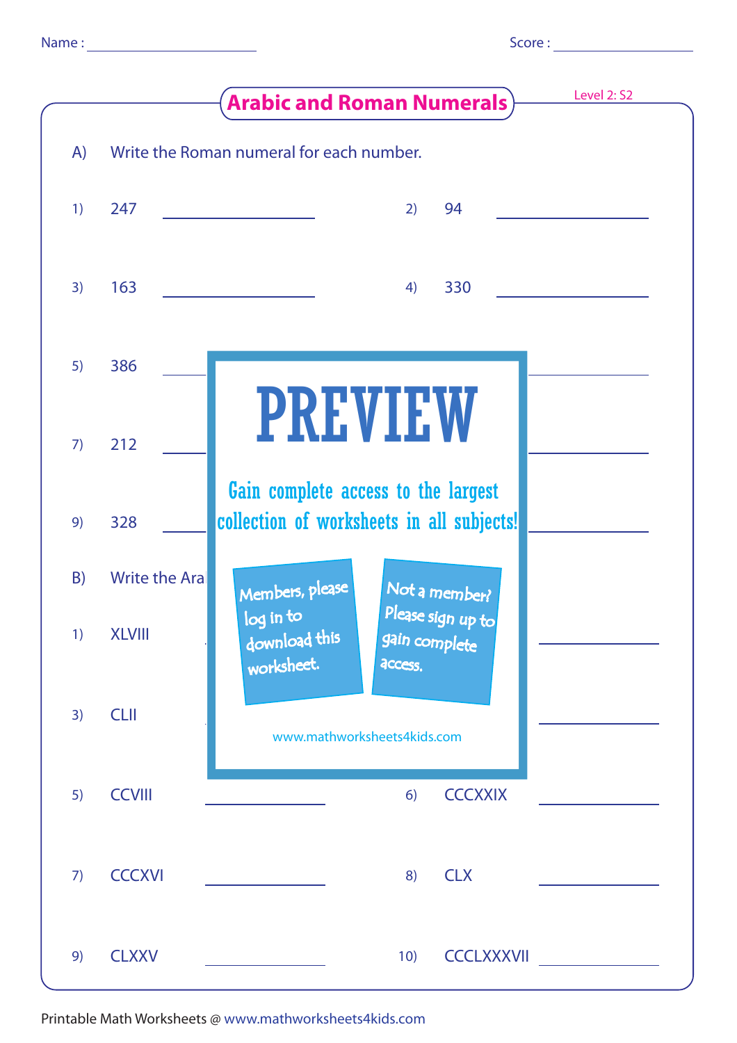Name : ____________ Score : ____________

# Arabic and Roman Numerals

Level 2: S2

A) Write the Roman numeral for each number.

1) 247 ____________

2) 94 ____________

3) 163 ____________

4) 330 ____________

5) 386 ____________

7) 212 ____________

9) 328 ____________

PREVIEW

Gain complete access to the largest collection of worksheets in all subjects!

Members, please log in to download this worksheet.

Not a member? Please sign up to gain complete access.

www.mathworksheets4kids.com

B) Write the Ara

1) XLVIII ____________

3) CLII ____________

5) CCVIII ____________

6) CCCXXIX ____________

7) CCCXVI ____________

8) CLX ____________

9) CLXXV ____________

10) CCCLXXXVII ____________

Printable Math Worksheets @ www.mathworksheets4kids.com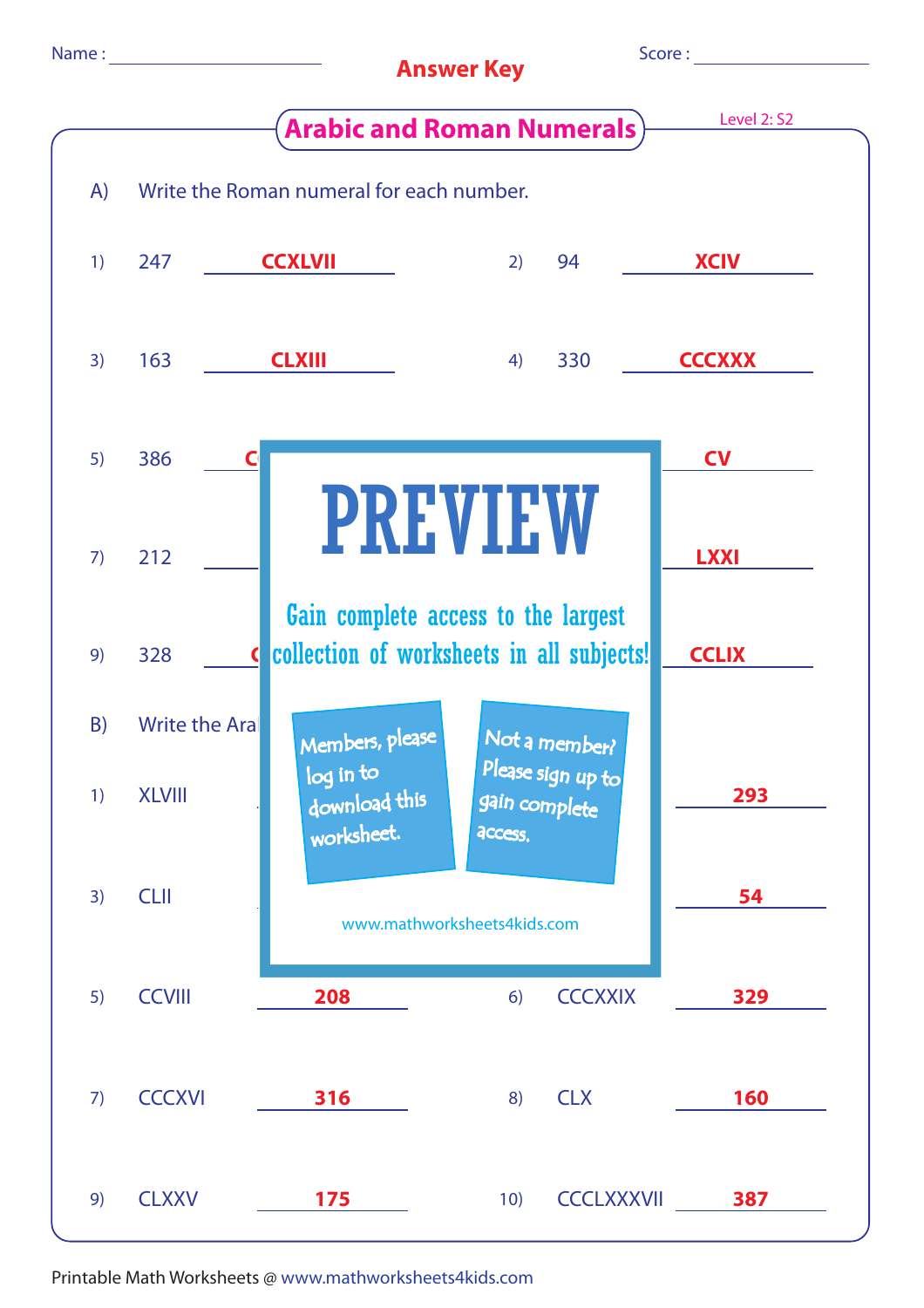Name : ____________ **Answer Key** Score : ____________

## Arabic and Roman Numerals

Level 2: S2

A) Write the Roman numeral for each number.

1) 247 **CCXLVII**

2) 94 **XCIV**

3) 163 **CLXIII**

4) 330 **CCCXXX**

5) 386 **C**

**CV**

7) 212

**LXXI**

9) 328 **C**

**CCLIX**

B) Write the Ara

1) XLVIII

**293**

3) CLII

**54**

**PREVIEW**

Gain complete access to the largest collection of worksheets in all subjects!

Members, please log in to download this worksheet.

Not a member? Please sign up to gain complete access.

www.mathworksheets4kids.com

5) CCVIII **208**

6) CCCXXIX **329**

7) CCCXVI **316**

8) CLX **160**

9) CLXXV **175**

10) CCCLXXXVII **387**

Printable Math Worksheets @ www.mathworksheets4kids.com